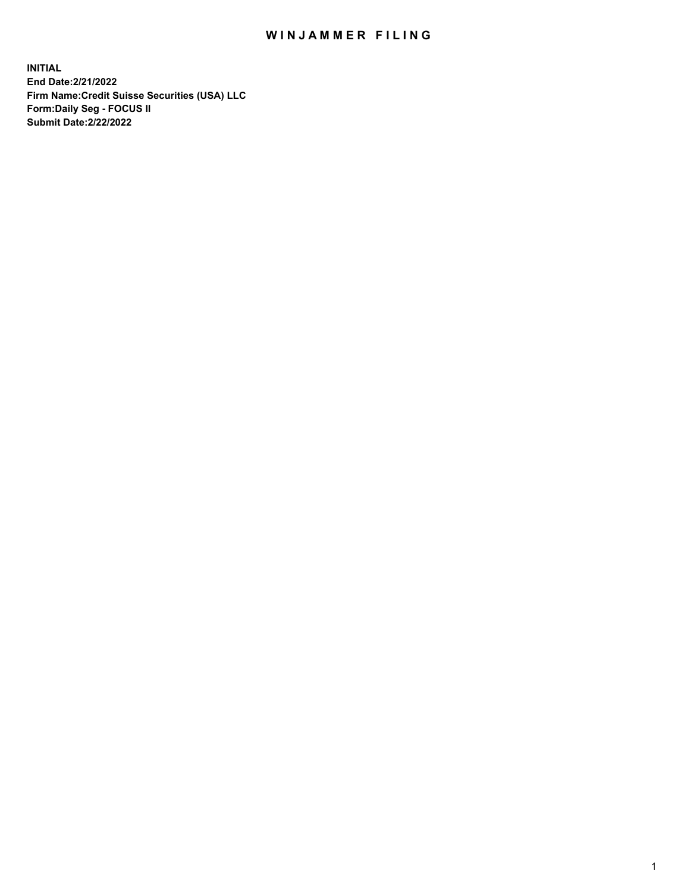# WINJAMMER FILING

**INITIAL**
**End Date:2/21/2022**
**Firm Name:Credit Suisse Securities (USA) LLC**
**Form:Daily Seg - FOCUS II**
**Submit Date:2/22/2022**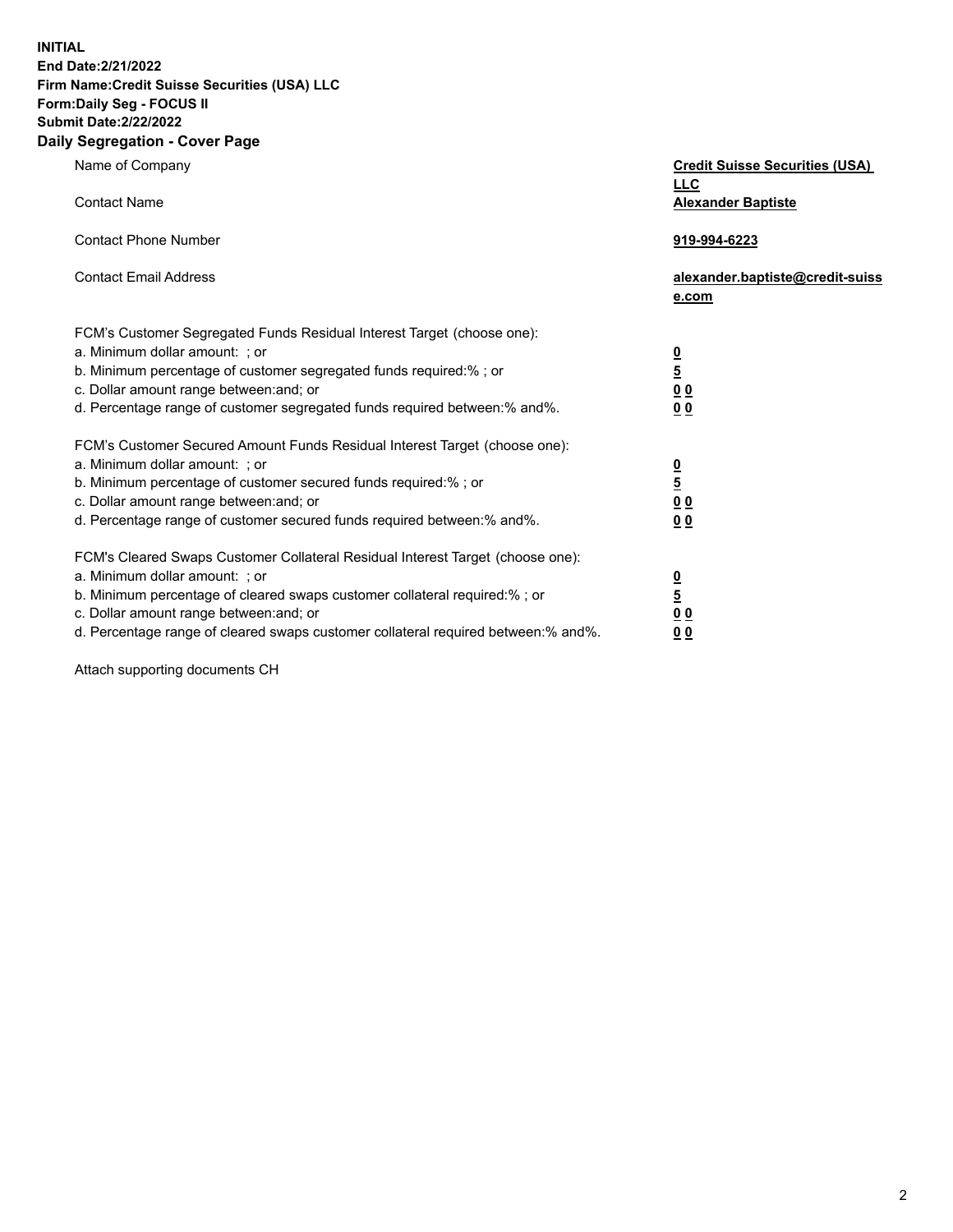**INITIAL**
**End Date:2/21/2022**
**Firm Name:Credit Suisse Securities (USA) LLC**
**Form:Daily Seg - FOCUS II**
**Submit Date:2/22/2022**

## Daily Segregation - Cover Page

| | |
|---|---|
| Name of Company | **Credit Suisse Securities (USA) LLC** |
| Contact Name | **Alexander Baptiste** |
| Contact Phone Number | **919-994-6223** |
| Contact Email Address | **alexander.baptiste@credit-suisse.com** |
| FCM's Customer Segregated Funds Residual Interest Target (choose one): | |
| a. Minimum dollar amount: ; or | **0** |
| b. Minimum percentage of customer segregated funds required:% ; or | **5** |
| c. Dollar amount range between:and; or | **0 0** |
| d. Percentage range of customer segregated funds required between:% and%. | **0 0** |
| FCM's Customer Secured Amount Funds Residual Interest Target (choose one): | |
| a. Minimum dollar amount: ; or | **0** |
| b. Minimum percentage of customer secured funds required:% ; or | **5** |
| c. Dollar amount range between:and; or | **0 0** |
| d. Percentage range of customer secured funds required between:% and%. | **0 0** |
| FCM's Cleared Swaps Customer Collateral Residual Interest Target (choose one): | |
| a. Minimum dollar amount: ; or | **0** |
| b. Minimum percentage of cleared swaps customer collateral required:% ; or | **5** |
| c. Dollar amount range between:and; or | **0 0** |
| d. Percentage range of cleared swaps customer collateral required between:% and%. | **0 0** |

Attach supporting documents CH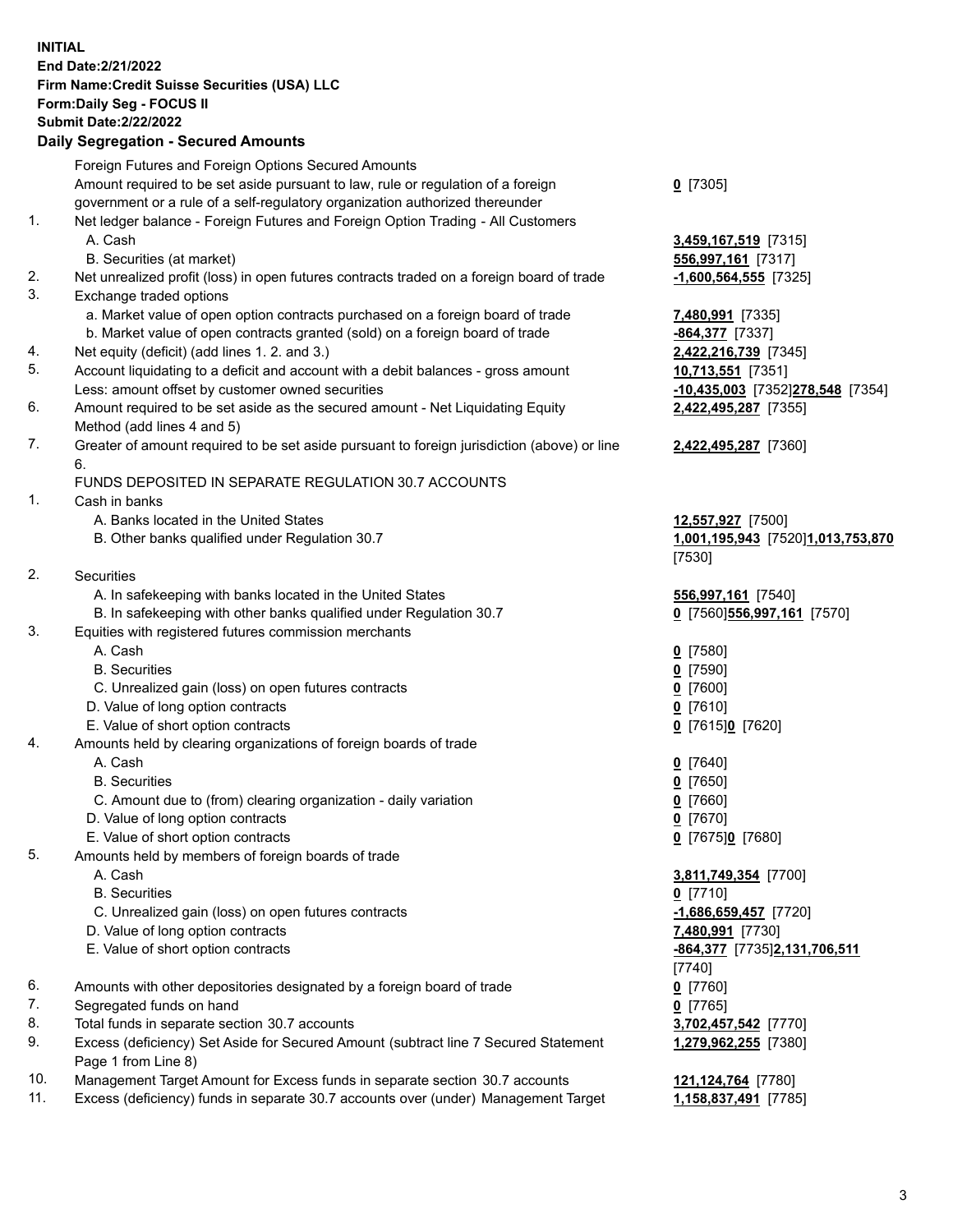**INITIAL**
**End Date:2/21/2022**
**Firm Name:Credit Suisse Securities (USA) LLC**
**Form:Daily Seg - FOCUS II**
**Submit Date:2/22/2022**

### Daily Segregation - Secured Amounts

| | | |
|---|---|---|
| | Foreign Futures and Foreign Options Secured Amounts | |
| | Amount required to be set aside pursuant to law, rule or regulation of a foreign government or a rule of a self-regulatory organization authorized thereunder | **0** [7305] |
| 1. | Net ledger balance - Foreign Futures and Foreign Option Trading - All Customers | |
| | A. Cash | **3,459,167,519** [7315] |
| | B. Securities (at market) | **556,997,161** [7317] |
| 2. | Net unrealized profit (loss) in open futures contracts traded on a foreign board of trade | **-1,600,564,555** [7325] |
| 3. | Exchange traded options | |
| | a. Market value of open option contracts purchased on a foreign board of trade | **7,480,991** [7335] |
| | b. Market value of open contracts granted (sold) on a foreign board of trade | **-864,377** [7337] |
| 4. | Net equity (deficit) (add lines 1. 2. and 3.) | **2,422,216,739** [7345] |
| 5. | Account liquidating to a deficit and account with a debit balances - gross amount | **10,713,551** [7351] |
| | Less: amount offset by customer owned securities | **-10,435,003** [7352]**278,548** [7354] |
| 6. | Amount required to be set aside as the secured amount - Net Liquidating Equity Method (add lines 4 and 5) | **2,422,495,287** [7355] |
| 7. | Greater of amount required to be set aside pursuant to foreign jurisdiction (above) or line 6. | **2,422,495,287** [7360] |
| | FUNDS DEPOSITED IN SEPARATE REGULATION 30.7 ACCOUNTS | |
| 1. | Cash in banks | |
| | A. Banks located in the United States | **12,557,927** [7500] |
| | B. Other banks qualified under Regulation 30.7 | **1,001,195,943** [7520]**1,013,753,870** [7530] |
| 2. | Securities | |
| | A. In safekeeping with banks located in the United States | **556,997,161** [7540] |
| | B. In safekeeping with other banks qualified under Regulation 30.7 | **0** [7560]**556,997,161** [7570] |
| 3. | Equities with registered futures commission merchants | |
| | A. Cash | **0** [7580] |
| | B. Securities | **0** [7590] |
| | C. Unrealized gain (loss) on open futures contracts | **0** [7600] |
| | D. Value of long option contracts | **0** [7610] |
| | E. Value of short option contracts | **0** [7615]**0** [7620] |
| 4. | Amounts held by clearing organizations of foreign boards of trade | |
| | A. Cash | **0** [7640] |
| | B. Securities | **0** [7650] |
| | C. Amount due to (from) clearing organization - daily variation | **0** [7660] |
| | D. Value of long option contracts | **0** [7670] |
| | E. Value of short option contracts | **0** [7675]**0** [7680] |
| 5. | Amounts held by members of foreign boards of trade | |
| | A. Cash | **3,811,749,354** [7700] |
| | B. Securities | **0** [7710] |
| | C. Unrealized gain (loss) on open futures contracts | **-1,686,659,457** [7720] |
| | D. Value of long option contracts | **7,480,991** [7730] |
| | E. Value of short option contracts | **-864,377** [7735]**2,131,706,511** [7740] |
| 6. | Amounts with other depositories designated by a foreign board of trade | **0** [7760] |
| 7. | Segregated funds on hand | **0** [7765] |
| 8. | Total funds in separate section 30.7 accounts | **3,702,457,542** [7770] |
| 9. | Excess (deficiency) Set Aside for Secured Amount (subtract line 7 Secured Statement Page 1 from Line 8) | **1,279,962,255** [7380] |
| 10. | Management Target Amount for Excess funds in separate section 30.7 accounts | **121,124,764** [7780] |
| 11. | Excess (deficiency) funds in separate 30.7 accounts over (under) Management Target | **1,158,837,491** [7785] |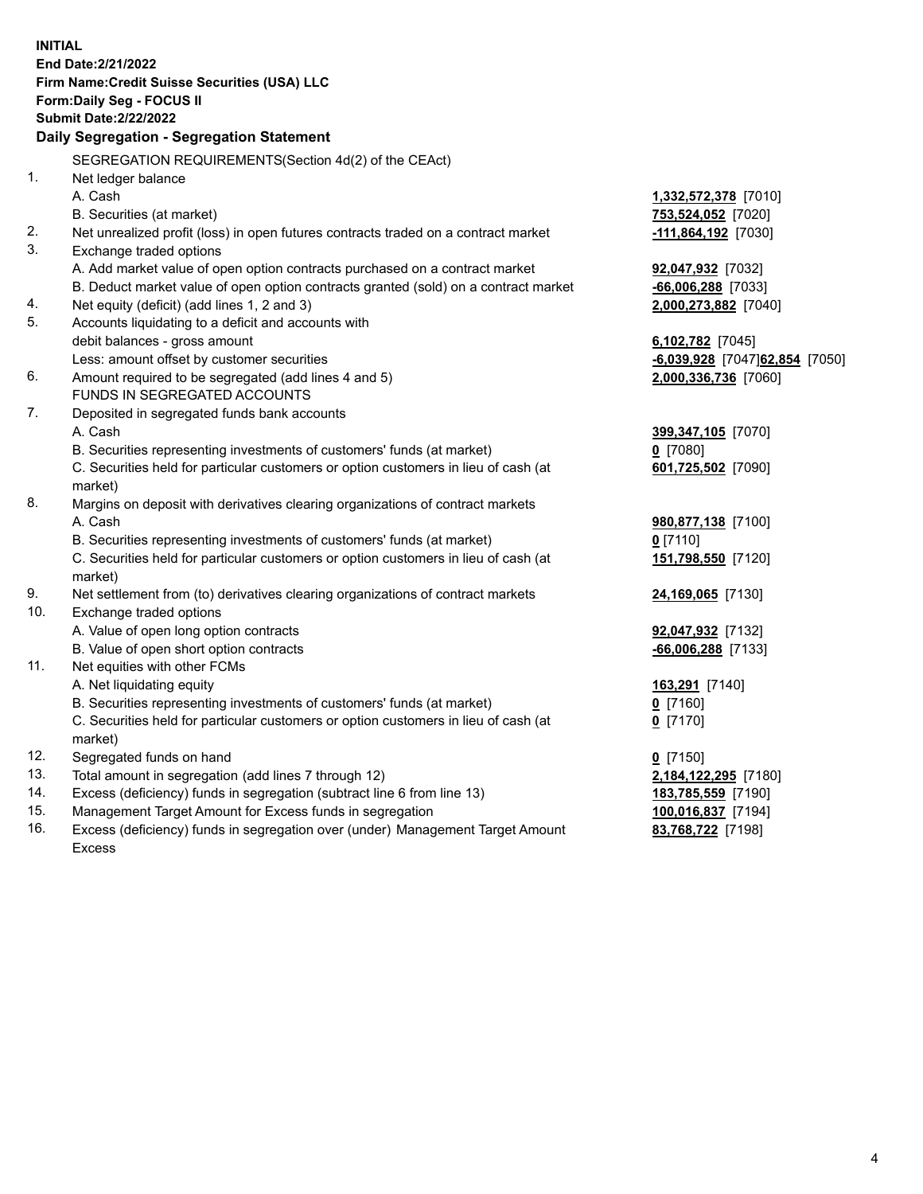**INITIAL**
**End Date:2/21/2022**
**Firm Name:Credit Suisse Securities (USA) LLC**
**Form:Daily Seg - FOCUS II**
**Submit Date:2/22/2022**

## Daily Segregation - Segregation Statement

SEGREGATION REQUIREMENTS(Section 4d(2) of the CEAct)

| | | |
|---|---|---|
| 1. | Net ledger balance | |
| | A. Cash | **1,332,572,378** [7010] |
| | B. Securities (at market) | **753,524,052** [7020] |
| 2. | Net unrealized profit (loss) in open futures contracts traded on a contract market | **-111,864,192** [7030] |
| 3. | Exchange traded options | |
| | A. Add market value of open option contracts purchased on a contract market | **92,047,932** [7032] |
| | B. Deduct market value of open option contracts granted (sold) on a contract market | **-66,006,288** [7033] |
| 4. | Net equity (deficit) (add lines 1, 2 and 3) | **2,000,273,882** [7040] |
| 5. | Accounts liquidating to a deficit and accounts with debit balances - gross amount | **6,102,782** [7045] |
| | Less: amount offset by customer securities | **-6,039,928** [7047]**62,854** [7050] |
| 6. | Amount required to be segregated (add lines 4 and 5) | **2,000,336,736** [7060] |
| | FUNDS IN SEGREGATED ACCOUNTS | |
| 7. | Deposited in segregated funds bank accounts | |
| | A. Cash | **399,347,105** [7070] |
| | B. Securities representing investments of customers' funds (at market) | **0** [7080] |
| | C. Securities held for particular customers or option customers in lieu of cash (at market) | **601,725,502** [7090] |
| 8. | Margins on deposit with derivatives clearing organizations of contract markets | |
| | A. Cash | **980,877,138** [7100] |
| | B. Securities representing investments of customers' funds (at market) | **0** [7110] |
| | C. Securities held for particular customers or option customers in lieu of cash (at market) | **151,798,550** [7120] |
| 9. | Net settlement from (to) derivatives clearing organizations of contract markets | **24,169,065** [7130] |
| 10. | Exchange traded options | |
| | A. Value of open long option contracts | **92,047,932** [7132] |
| | B. Value of open short option contracts | **-66,006,288** [7133] |
| 11. | Net equities with other FCMs | |
| | A. Net liquidating equity | **163,291** [7140] |
| | B. Securities representing investments of customers' funds (at market) | **0** [7160] |
| | C. Securities held for particular customers or option customers in lieu of cash (at market) | **0** [7170] |
| 12. | Segregated funds on hand | **0** [7150] |
| 13. | Total amount in segregation (add lines 7 through 12) | **2,184,122,295** [7180] |
| 14. | Excess (deficiency) funds in segregation (subtract line 6 from line 13) | **183,785,559** [7190] |
| 15. | Management Target Amount for Excess funds in segregation | **100,016,837** [7194] |
| 16. | Excess (deficiency) funds in segregation over (under) Management Target Amount Excess | **83,768,722** [7198] |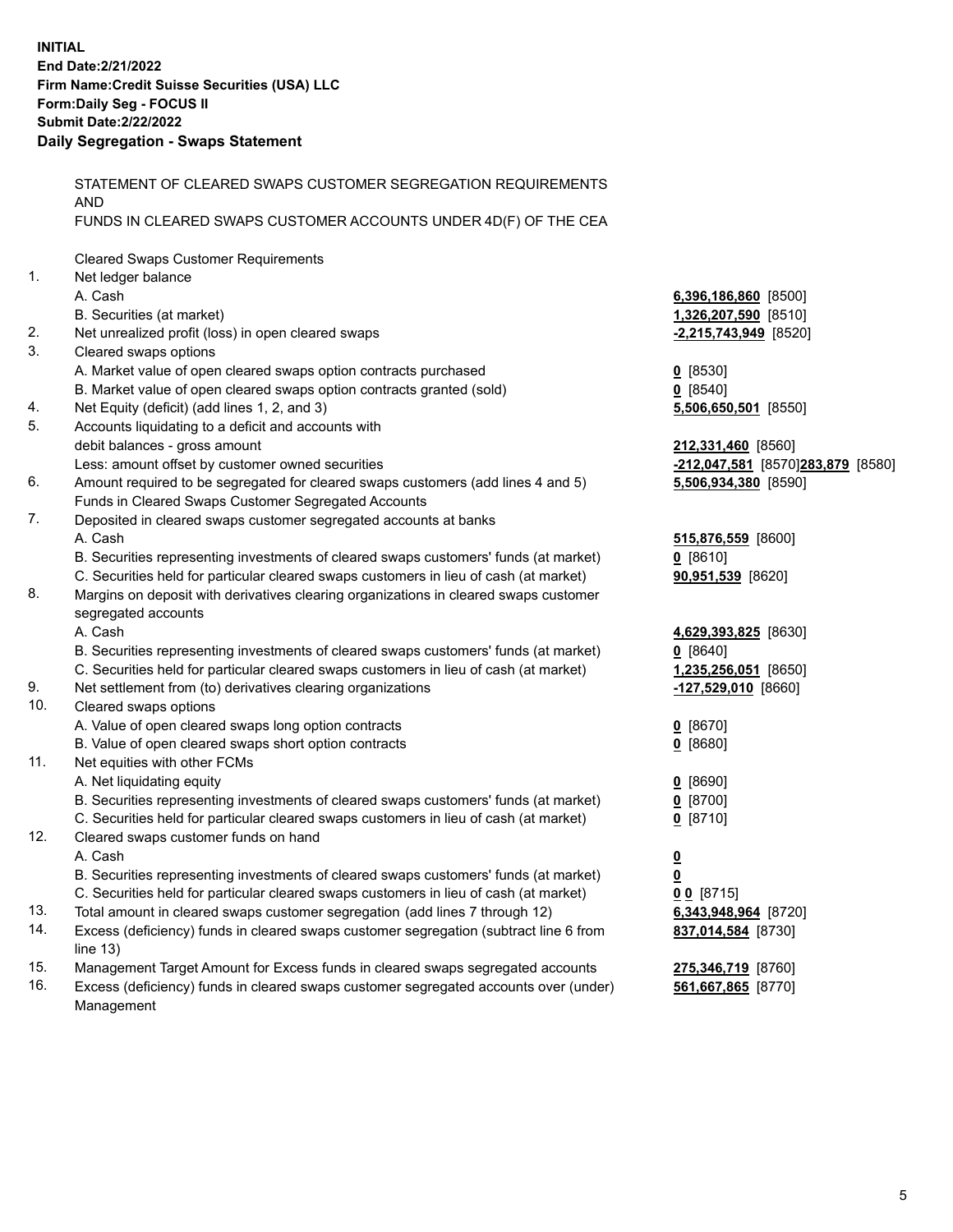**INITIAL**
**End Date:2/21/2022**
**Firm Name:Credit Suisse Securities (USA) LLC**
**Form:Daily Seg - FOCUS II**
**Submit Date:2/22/2022**
**Daily Segregation - Swaps Statement**

STATEMENT OF CLEARED SWAPS CUSTOMER SEGREGATION REQUIREMENTS AND
FUNDS IN CLEARED SWAPS CUSTOMER ACCOUNTS UNDER 4D(F) OF THE CEA

| | | |
|---|---|---|
| | Cleared Swaps Customer Requirements | |
| 1. | Net ledger balance | |
| | A. Cash | **6,396,186,860** [8500] |
| | B. Securities (at market) | **1,326,207,590** [8510] |
| 2. | Net unrealized profit (loss) in open cleared swaps | **-2,215,743,949** [8520] |
| 3. | Cleared swaps options | |
| | A. Market value of open cleared swaps option contracts purchased | **0** [8530] |
| | B. Market value of open cleared swaps option contracts granted (sold) | **0** [8540] |
| 4. | Net Equity (deficit) (add lines 1, 2, and 3) | **5,506,650,501** [8550] |
| 5. | Accounts liquidating to a deficit and accounts with debit balances - gross amount | **212,331,460** [8560] |
| | Less: amount offset by customer owned securities | **-212,047,581** [8570]**283,879** [8580] |
| 6. | Amount required to be segregated for cleared swaps customers (add lines 4 and 5) | **5,506,934,380** [8590] |
| | Funds in Cleared Swaps Customer Segregated Accounts | |
| 7. | Deposited in cleared swaps customer segregated accounts at banks | |
| | A. Cash | **515,876,559** [8600] |
| | B. Securities representing investments of cleared swaps customers' funds (at market) | **0** [8610] |
| | C. Securities held for particular cleared swaps customers in lieu of cash (at market) | **90,951,539** [8620] |
| 8. | Margins on deposit with derivatives clearing organizations in cleared swaps customer segregated accounts | |
| | A. Cash | **4,629,393,825** [8630] |
| | B. Securities representing investments of cleared swaps customers' funds (at market) | **0** [8640] |
| | C. Securities held for particular cleared swaps customers in lieu of cash (at market) | **1,235,256,051** [8650] |
| 9. | Net settlement from (to) derivatives clearing organizations | **-127,529,010** [8660] |
| 10. | Cleared swaps options | |
| | A. Value of open cleared swaps long option contracts | **0** [8670] |
| | B. Value of open cleared swaps short option contracts | **0** [8680] |
| 11. | Net equities with other FCMs | |
| | A. Net liquidating equity | **0** [8690] |
| | B. Securities representing investments of cleared swaps customers' funds (at market) | **0** [8700] |
| | C. Securities held for particular cleared swaps customers in lieu of cash (at market) | **0** [8710] |
| 12. | Cleared swaps customer funds on hand | |
| | A. Cash | **0** |
| | B. Securities representing investments of cleared swaps customers' funds (at market) | **0** |
| | C. Securities held for particular cleared swaps customers in lieu of cash (at market) | **0** **0** [8715] |
| 13. | Total amount in cleared swaps customer segregation (add lines 7 through 12) | **6,343,948,964** [8720] |
| 14. | Excess (deficiency) funds in cleared swaps customer segregation (subtract line 6 from line 13) | **837,014,584** [8730] |
| 15. | Management Target Amount for Excess funds in cleared swaps segregated accounts | **275,346,719** [8760] |
| 16. | Excess (deficiency) funds in cleared swaps customer segregated accounts over (under) Management | **561,667,865** [8770] |